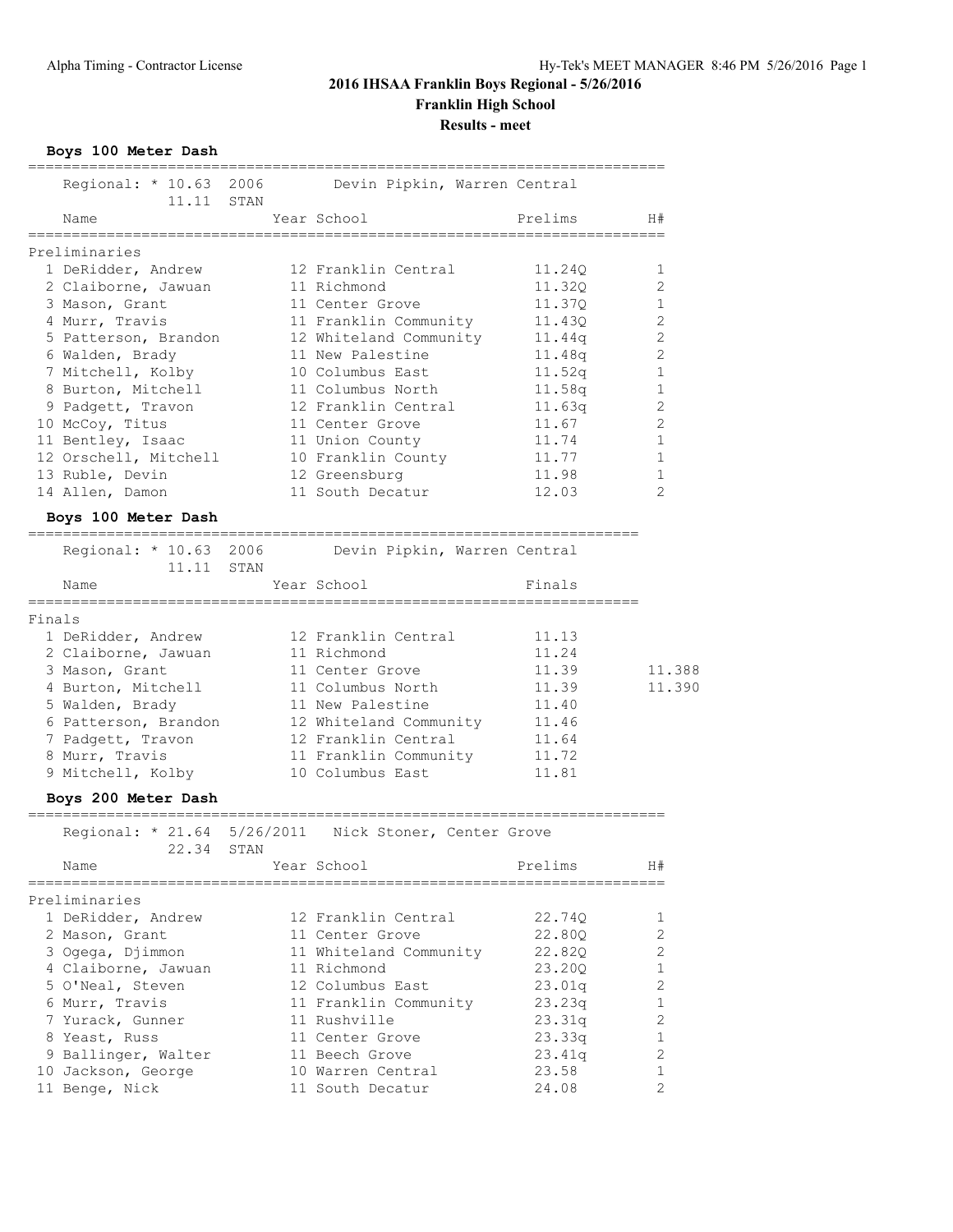# 2016 IHSAA Franklin Boys Regional - 5/26/2016

## Franklin High School

### Results - meet

**Boys 100 Meter Dash**

Regional: * 10.63 2006 Devin Pipkin, Warren Central
11.11 STAN

| | Name | Year | School | Prelims | H# |
|---|---|---|---|---|---|
| **Preliminaries** | | | | | |
| 1 | DeRidder, Andrew | 12 | Franklin Central | 11.24Q | 1 |
| 2 | Claiborne, Jawuan | 11 | Richmond | 11.32Q | 2 |
| 3 | Mason, Grant | 11 | Center Grove | 11.37Q | 1 |
| 4 | Murr, Travis | 11 | Franklin Community | 11.43Q | 2 |
| 5 | Patterson, Brandon | 12 | Whiteland Community | 11.44q | 2 |
| 6 | Walden, Brady | 11 | New Palestine | 11.48q | 2 |
| 7 | Mitchell, Kolby | 10 | Columbus East | 11.52q | 1 |
| 8 | Burton, Mitchell | 11 | Columbus North | 11.58q | 1 |
| 9 | Padgett, Travon | 12 | Franklin Central | 11.63q | 2 |
| 10 | McCoy, Titus | 11 | Center Grove | 11.67 | 2 |
| 11 | Bentley, Isaac | 11 | Union County | 11.74 | 1 |
| 12 | Orschell, Mitchell | 10 | Franklin County | 11.77 | 1 |
| 13 | Ruble, Devin | 12 | Greensburg | 11.98 | 1 |
| 14 | Allen, Damon | 11 | South Decatur | 12.03 | 2 |

**Boys 100 Meter Dash**

Regional: * 10.63 2006 Devin Pipkin, Warren Central
11.11 STAN

| | Name | Year | School | Finals | |
|---|---|---|---|---|---|
| **Finals** | | | | | |
| 1 | DeRidder, Andrew | 12 | Franklin Central | 11.13 | |
| 2 | Claiborne, Jawuan | 11 | Richmond | 11.24 | |
| 3 | Mason, Grant | 11 | Center Grove | 11.39 | 11.388 |
| 4 | Burton, Mitchell | 11 | Columbus North | 11.39 | 11.390 |
| 5 | Walden, Brady | 11 | New Palestine | 11.40 | |
| 6 | Patterson, Brandon | 12 | Whiteland Community | 11.46 | |
| 7 | Padgett, Travon | 12 | Franklin Central | 11.64 | |
| 8 | Murr, Travis | 11 | Franklin Community | 11.72 | |
| 9 | Mitchell, Kolby | 10 | Columbus East | 11.81 | |

**Boys 200 Meter Dash**

Regional: * 21.64 5/26/2011 Nick Stoner, Center Grove
22.34 STAN

| | Name | Year | School | Prelims | H# |
|---|---|---|---|---|---|
| **Preliminaries** | | | | | |
| 1 | DeRidder, Andrew | 12 | Franklin Central | 22.74Q | 1 |
| 2 | Mason, Grant | 11 | Center Grove | 22.80Q | 2 |
| 3 | Ogega, Djimmon | 11 | Whiteland Community | 22.82Q | 2 |
| 4 | Claiborne, Jawuan | 11 | Richmond | 23.20Q | 1 |
| 5 | O'Neal, Steven | 12 | Columbus East | 23.01q | 2 |
| 6 | Murr, Travis | 11 | Franklin Community | 23.23q | 1 |
| 7 | Yurack, Gunner | 11 | Rushville | 23.31q | 2 |
| 8 | Yeast, Russ | 11 | Center Grove | 23.33q | 1 |
| 9 | Ballinger, Walter | 11 | Beech Grove | 23.41q | 2 |
| 10 | Jackson, George | 10 | Warren Central | 23.58 | 1 |
| 11 | Benge, Nick | 11 | South Decatur | 24.08 | 2 |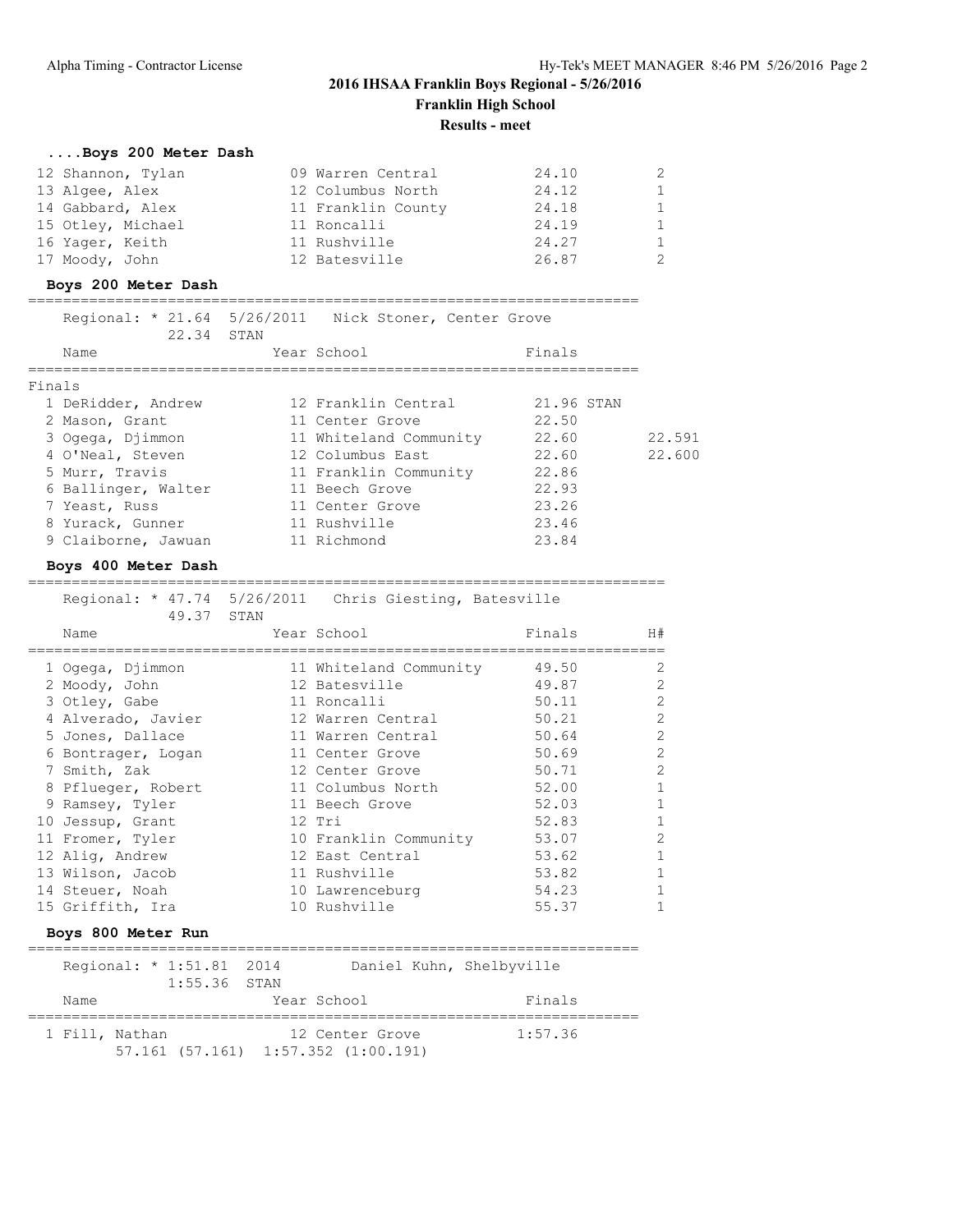2016 IHSAA Franklin Boys Regional - 5/26/2016

Franklin High School

Results - meet

### ....Boys 200 Meter Dash

| Place | Name | Year | School | Finals | H# |
|---|---|---|---|---|---|
| 12 | Shannon, Tylan | 09 | Warren Central | 24.10 | 2 |
| 13 | Algee, Alex | 12 | Columbus North | 24.12 | 1 |
| 14 | Gabbard, Alex | 11 | Franklin County | 24.18 | 1 |
| 15 | Otley, Michael | 11 | Roncalli | 24.19 | 1 |
| 16 | Yager, Keith | 11 | Rushville | 24.27 | 1 |
| 17 | Moody, John | 12 | Batesville | 26.87 | 2 |

### Boys 200 Meter Dash

Regional: * 21.64 5/26/2011 Nick Stoner, Center Grove
22.34 STAN

Finals

| Place | Name | Year | School | Finals | |
|---|---|---|---|---|---|
| 1 | DeRidder, Andrew | 12 | Franklin Central | 21.96 STAN | |
| 2 | Mason, Grant | 11 | Center Grove | 22.50 | |
| 3 | Ogega, Djimmon | 11 | Whiteland Community | 22.60 | 22.591 |
| 4 | O'Neal, Steven | 12 | Columbus East | 22.60 | 22.600 |
| 5 | Murr, Travis | 11 | Franklin Community | 22.86 | |
| 6 | Ballinger, Walter | 11 | Beech Grove | 22.93 | |
| 7 | Yeast, Russ | 11 | Center Grove | 23.26 | |
| 8 | Yurack, Gunner | 11 | Rushville | 23.46 | |
| 9 | Claiborne, Jawuan | 11 | Richmond | 23.84 | |

### Boys 400 Meter Dash

Regional: * 47.74 5/26/2011 Chris Giesting, Batesville
49.37 STAN

| Place | Name | Year | School | Finals | H# |
|---|---|---|---|---|---|
| 1 | Ogega, Djimmon | 11 | Whiteland Community | 49.50 | 2 |
| 2 | Moody, John | 12 | Batesville | 49.87 | 2 |
| 3 | Otley, Gabe | 11 | Roncalli | 50.11 | 2 |
| 4 | Alverado, Javier | 12 | Warren Central | 50.21 | 2 |
| 5 | Jones, Dallace | 11 | Warren Central | 50.64 | 2 |
| 6 | Bontrager, Logan | 11 | Center Grove | 50.69 | 2 |
| 7 | Smith, Zak | 12 | Center Grove | 50.71 | 2 |
| 8 | Pflueger, Robert | 11 | Columbus North | 52.00 | 1 |
| 9 | Ramsey, Tyler | 11 | Beech Grove | 52.03 | 1 |
| 10 | Jessup, Grant | 12 | Tri | 52.83 | 1 |
| 11 | Fromer, Tyler | 10 | Franklin Community | 53.07 | 2 |
| 12 | Alig, Andrew | 12 | East Central | 53.62 | 1 |
| 13 | Wilson, Jacob | 11 | Rushville | 53.82 | 1 |
| 14 | Steuer, Noah | 10 | Lawrenceburg | 54.23 | 1 |
| 15 | Griffith, Ira | 10 | Rushville | 55.37 | 1 |

### Boys 800 Meter Run

Regional: * 1:51.81 2014 Daniel Kuhn, Shelbyville
1:55.36 STAN

| Place | Name | Year | School | Finals |
|---|---|---|---|---|
| 1 | Fill, Nathan | 12 | Center Grove | 1:57.36 |

57.161 (57.161) 1:57.352 (1:00.191)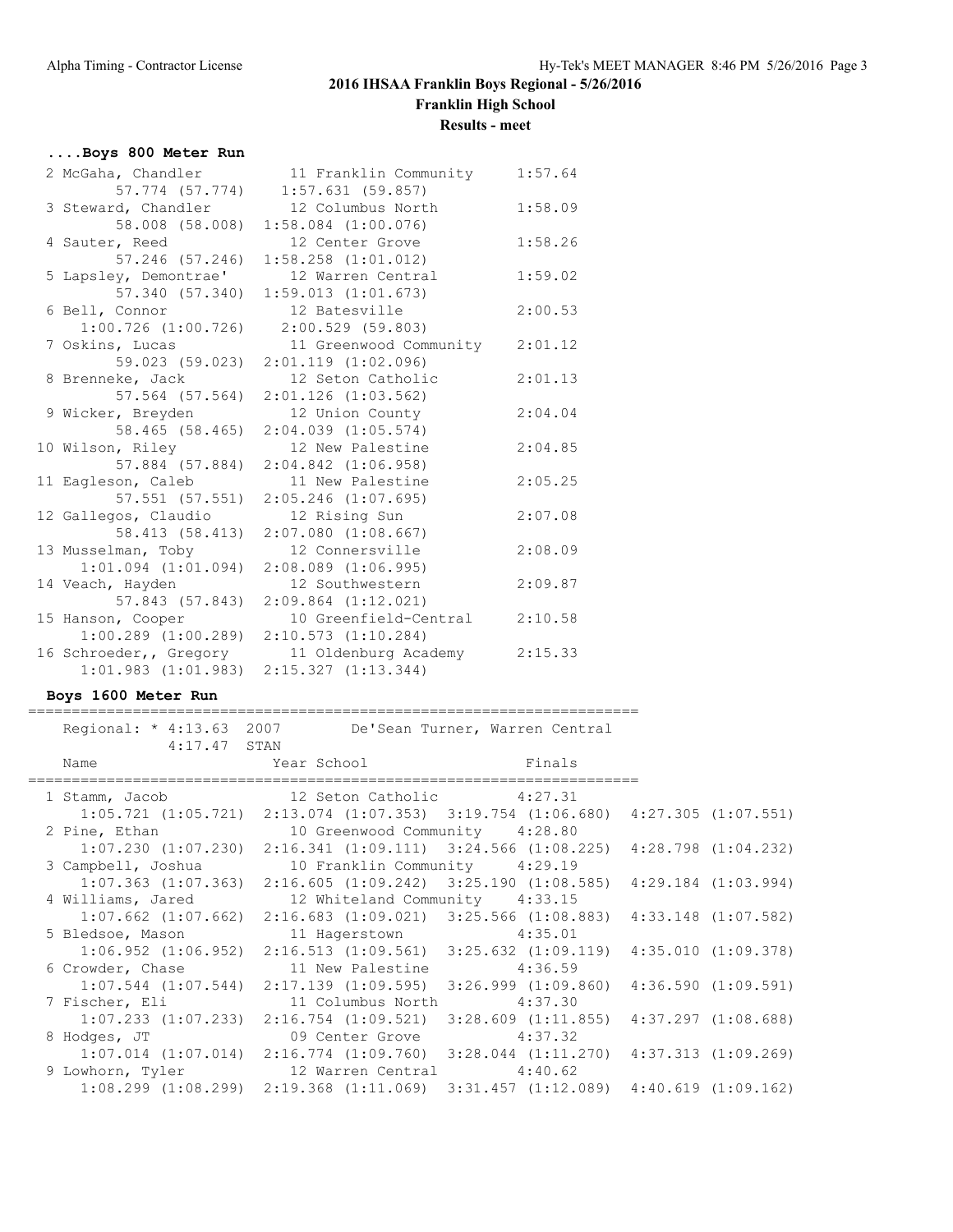## ....Boys 800 Meter Run

```
  2 McGaha, Chandler          11 Franklin Community     1:57.64  
         57.774 (57.774)    1:57.631 (59.857)
  3 Steward, Chandler         12 Columbus North         1:58.09  
         58.008 (58.008)  1:58.084 (1:00.076)
  4 Sauter, Reed              12 Center Grove           1:58.26  
         57.246 (57.246)  1:58.258 (1:01.012)
  5 Lapsley, Demontrae'       12 Warren Central         1:59.02  
         57.340 (57.340)  1:59.013 (1:01.673)
  6 Bell, Connor              12 Batesville             2:00.53  
     1:00.726 (1:00.726)    2:00.529 (59.803)
  7 Oskins, Lucas             11 Greenwood Community    2:01.12  
         59.023 (59.023)  2:01.119 (1:02.096)
  8 Brenneke, Jack            12 Seton Catholic         2:01.13  
         57.564 (57.564)  2:01.126 (1:03.562)
  9 Wicker, Breyden           12 Union County           2:04.04  
         58.465 (58.465)  2:04.039 (1:05.574)
 10 Wilson, Riley             12 New Palestine          2:04.85  
         57.884 (57.884)  2:04.842 (1:06.958)
 11 Eagleson, Caleb           11 New Palestine          2:05.25  
         57.551 (57.551)  2:05.246 (1:07.695)
 12 Gallegos, Claudio         12 Rising Sun             2:07.08  
         58.413 (58.413)  2:07.080 (1:08.667)
 13 Musselman, Toby           12 Connersville           2:08.09  
     1:01.094 (1:01.094)  2:08.089 (1:06.995)
 14 Veach, Hayden             12 Southwestern           2:09.87  
         57.843 (57.843)  2:09.864 (1:12.021)
 15 Hanson, Cooper            10 Greenfield-Central     2:10.58  
     1:00.289 (1:00.289)  2:10.573 (1:10.284)
 16 Schroeder,, Gregory       11 Oldenburg Academy      2:15.33  
     1:01.983 (1:01.983)  2:15.327 (1:13.344)
```

## Boys 1600 Meter Run

```
=======================================================================
    Regional: * 4:13.63  2007        De'Sean Turner, Warren Central
             4:17.47  STAN
    Name                    Year School                  Finals
=======================================================================
  1 Stamm, Jacob              12 Seton Catholic         4:27.31  
     1:05.721 (1:05.721)  2:13.074 (1:07.353)  3:19.754 (1:06.680)  4:27.305 (1:07.551)
  2 Pine, Ethan               10 Greenwood Community    4:28.80  
     1:07.230 (1:07.230)  2:16.341 (1:09.111)  3:24.566 (1:08.225)  4:28.798 (1:04.232)
  3 Campbell, Joshua          10 Franklin Community     4:29.19  
     1:07.363 (1:07.363)  2:16.605 (1:09.242)  3:25.190 (1:08.585)  4:29.184 (1:03.994)
  4 Williams, Jared           12 Whiteland Community    4:33.15  
     1:07.662 (1:07.662)  2:16.683 (1:09.021)  3:25.566 (1:08.883)  4:33.148 (1:07.582)
  5 Bledsoe, Mason            11 Hagerstown             4:35.01  
     1:06.952 (1:06.952)  2:16.513 (1:09.561)  3:25.632 (1:09.119)  4:35.010 (1:09.378)
  6 Crowder, Chase            11 New Palestine          4:36.59  
     1:07.544 (1:07.544)  2:17.139 (1:09.595)  3:26.999 (1:09.860)  4:36.590 (1:09.591)
  7 Fischer, Eli              11 Columbus North         4:37.30  
     1:07.233 (1:07.233)  2:16.754 (1:09.521)  3:28.609 (1:11.855)  4:37.297 (1:08.688)
  8 Hodges, JT                09 Center Grove           4:37.32  
     1:07.014 (1:07.014)  2:16.774 (1:09.760)  3:28.044 (1:11.270)  4:37.313 (1:09.269)
  9 Lowhorn, Tyler            12 Warren Central         4:40.62  
     1:08.299 (1:08.299)  2:19.368 (1:11.069)  3:31.457 (1:12.089)  4:40.619 (1:09.162)
```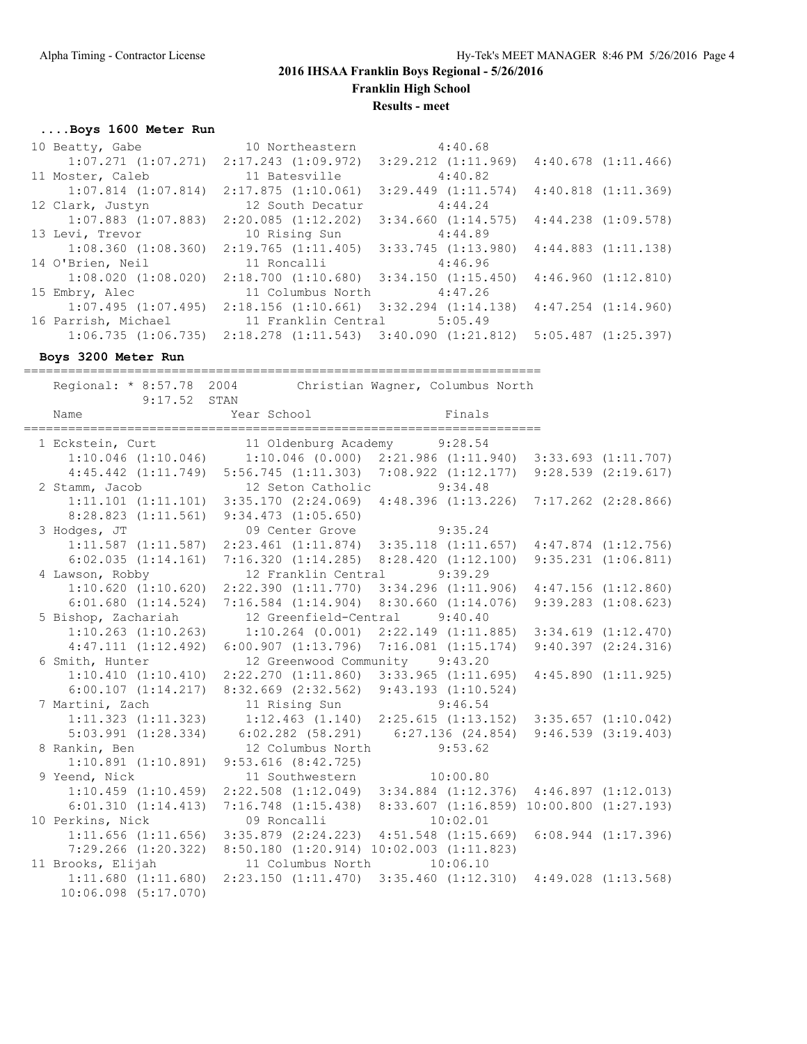## 2016 IHSAA Franklin Boys Regional - 5/26/2016

### Franklin High School

### Results - meet

### ....Boys 1600 Meter Run

```
 10 Beatty, Gabe              10 Northeastern          4:40.68
     1:07.271 (1:07.271)  2:17.243 (1:09.972)  3:29.212 (1:11.969)  4:40.678 (1:11.466)
 11 Moster, Caleb             11 Batesville            4:40.82
     1:07.814 (1:07.814)  2:17.875 (1:10.061)  3:29.449 (1:11.574)  4:40.818 (1:11.369)
 12 Clark, Justyn             12 South Decatur         4:44.24
     1:07.883 (1:07.883)  2:20.085 (1:12.202)  3:34.660 (1:14.575)  4:44.238 (1:09.578)
 13 Levi, Trevor              10 Rising Sun            4:44.89
     1:08.360 (1:08.360)  2:19.765 (1:11.405)  3:33.745 (1:13.980)  4:44.883 (1:11.138)
 14 O'Brien, Neil             11 Roncalli              4:46.96
     1:08.020 (1:08.020)  2:18.700 (1:10.680)  3:34.150 (1:15.450)  4:46.960 (1:12.810)
 15 Embry, Alec               11 Columbus North        4:47.26
     1:07.495 (1:07.495)  2:18.156 (1:10.661)  3:32.294 (1:14.138)  4:47.254 (1:14.960)
 16 Parrish, Michael          11 Franklin Central      5:05.49
     1:06.735 (1:06.735)  2:18.278 (1:11.543)  3:40.090 (1:21.812)  5:05.487 (1:25.397)
```

### Boys 3200 Meter Run

```
=======================================================================
    Regional: * 8:57.78  2004        Christian Wagner, Columbus North
             9:17.52  STAN
    Name                    Year School                  Finals
=======================================================================
  1 Eckstein, Curt            11 Oldenburg Academy      9:28.54
      1:10.046 (1:10.046)    1:10.046 (0.000)  2:21.986 (1:11.940)  3:33.693 (1:11.707)
      4:45.442 (1:11.749)  5:56.745 (1:11.303)  7:08.922 (1:12.177)  9:28.539 (2:19.617)
  2 Stamm, Jacob              12 Seton Catholic         9:34.48
      1:11.101 (1:11.101)  3:35.170 (2:24.069)  4:48.396 (1:13.226)  7:17.262 (2:28.866)
      8:28.823 (1:11.561)  9:34.473 (1:05.650)
  3 Hodges, JT                09 Center Grove           9:35.24
      1:11.587 (1:11.587)  2:23.461 (1:11.874)  3:35.118 (1:11.657)  4:47.874 (1:12.756)
      6:02.035 (1:14.161)  7:16.320 (1:14.285)  8:28.420 (1:12.100)  9:35.231 (1:06.811)
  4 Lawson, Robby             12 Franklin Central       9:39.29
      1:10.620 (1:10.620)  2:22.390 (1:11.770)  3:34.296 (1:11.906)  4:47.156 (1:12.860)
      6:01.680 (1:14.524)  7:16.584 (1:14.904)  8:30.660 (1:14.076)  9:39.283 (1:08.623)
  5 Bishop, Zachariah         12 Greenfield-Central     9:40.40
      1:10.263 (1:10.263)    1:10.264 (0.001)  2:22.149 (1:11.885)  3:34.619 (1:12.470)
      4:47.111 (1:12.492)  6:00.907 (1:13.796)  7:16.081 (1:15.174)  9:40.397 (2:24.316)
  6 Smith, Hunter             12 Greenwood Community    9:43.20
      1:10.410 (1:10.410)  2:22.270 (1:11.860)  3:33.965 (1:11.695)  4:45.890 (1:11.925)
      6:00.107 (1:14.217)  8:32.669 (2:32.562)  9:43.193 (1:10.524)
  7 Martini, Zach             11 Rising Sun             9:46.54
      1:11.323 (1:11.323)    1:12.463 (1.140)  2:25.615 (1:13.152)  3:35.657 (1:10.042)
      5:03.991 (1:28.334)    6:02.282 (58.291)    6:27.136 (24.854)  9:46.539 (3:19.403)
  8 Rankin, Ben               12 Columbus North         9:53.62
      1:10.891 (1:10.891)  9:53.616 (8:42.725)
  9 Yeend, Nick               11 Southwestern          10:00.80
      1:10.459 (1:10.459)  2:22.508 (1:12.049)  3:34.884 (1:12.376)  4:46.897 (1:12.013)
      6:01.310 (1:14.413)  7:16.748 (1:15.438)  8:33.607 (1:16.859) 10:00.800 (1:27.193)
 10 Perkins, Nick             09 Roncalli              10:02.01
      1:11.656 (1:11.656)  3:35.879 (2:24.223)  4:51.548 (1:15.669)  6:08.944 (1:17.396)
      7:29.266 (1:20.322)  8:50.180 (1:20.914) 10:02.003 (1:11.823)
 11 Brooks, Elijah            11 Columbus North        10:06.10
      1:11.680 (1:11.680)  2:23.150 (1:11.470)  3:35.460 (1:12.310)  4:49.028 (1:13.568)
     10:06.098 (5:17.070)
```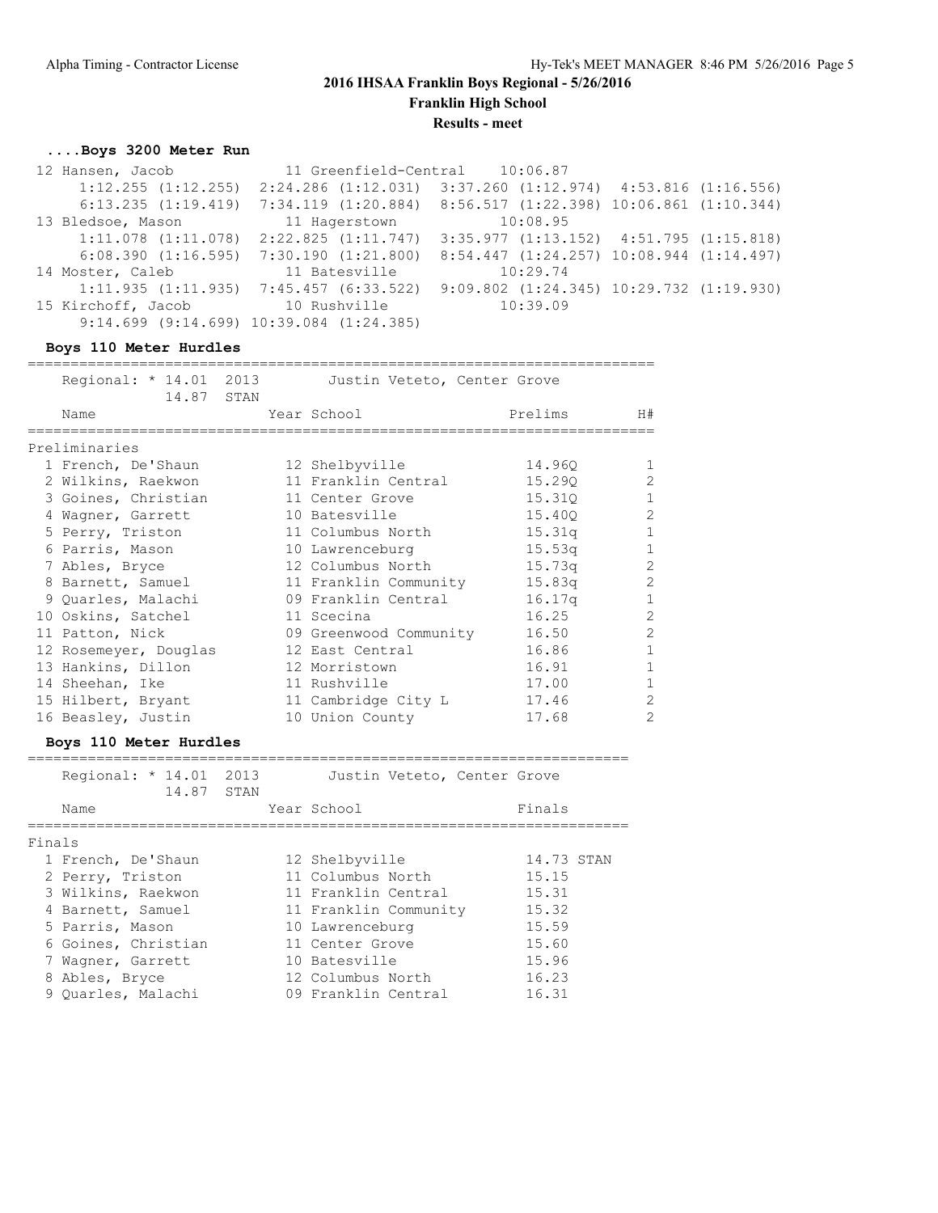## 2016 IHSAA Franklin Boys Regional - 5/26/2016

**Franklin High School**

**Results - meet**

### ....Boys 3200 Meter Run

| Place | Name | Year | School | Finals |
|---|---|---|---|---|
| 12 | Hansen, Jacob | 11 | Greenfield-Central | 10:06.87 |
| | 1:12.255 (1:12.255) 2:24.286 (1:12.031) 3:37.260 (1:12.974) 4:53.816 (1:16.556) 6:13.235 (1:19.419) 7:34.119 (1:20.884) 8:56.517 (1:22.398) 10:06.861 (1:10.344) | | | |
| 13 | Bledsoe, Mason | 11 | Hagerstown | 10:08.95 |
| | 1:11.078 (1:11.078) 2:22.825 (1:11.747) 3:35.977 (1:13.152) 4:51.795 (1:15.818) 6:08.390 (1:16.595) 7:30.190 (1:21.800) 8:54.447 (1:24.257) 10:08.944 (1:14.497) | | | |
| 14 | Moster, Caleb | 11 | Batesville | 10:29.74 |
| | 1:11.935 (1:11.935) 7:45.457 (6:33.522) 9:09.802 (1:24.345) 10:29.732 (1:19.930) | | | |
| 15 | Kirchoff, Jacob | 10 | Rushville | 10:39.09 |
| | 9:14.699 (9:14.699) 10:39.084 (1:24.385) | | | |

### Boys 110 Meter Hurdles

Regional: * 14.01 2013 Justin Veteto, Center Grove
14.87 STAN

**Preliminaries**

| Place | Name | Year | School | Prelims | H# |
|---|---|---|---|---|---|
| 1 | French, De'Shaun | 12 | Shelbyville | 14.96Q | 1 |
| 2 | Wilkins, Raekwon | 11 | Franklin Central | 15.29Q | 2 |
| 3 | Goines, Christian | 11 | Center Grove | 15.31Q | 1 |
| 4 | Wagner, Garrett | 10 | Batesville | 15.40Q | 2 |
| 5 | Perry, Triston | 11 | Columbus North | 15.31q | 1 |
| 6 | Parris, Mason | 10 | Lawrenceburg | 15.53q | 1 |
| 7 | Ables, Bryce | 12 | Columbus North | 15.73q | 2 |
| 8 | Barnett, Samuel | 11 | Franklin Community | 15.83q | 2 |
| 9 | Quarles, Malachi | 09 | Franklin Central | 16.17q | 1 |
| 10 | Oskins, Satchel | 11 | Scecina | 16.25 | 2 |
| 11 | Patton, Nick | 09 | Greenwood Community | 16.50 | 2 |
| 12 | Rosemeyer, Douglas | 12 | East Central | 16.86 | 1 |
| 13 | Hankins, Dillon | 12 | Morristown | 16.91 | 1 |
| 14 | Sheehan, Ike | 11 | Rushville | 17.00 | 1 |
| 15 | Hilbert, Bryant | 11 | Cambridge City L | 17.46 | 2 |
| 16 | Beasley, Justin | 10 | Union County | 17.68 | 2 |

### Boys 110 Meter Hurdles

Regional: * 14.01 2013 Justin Veteto, Center Grove
14.87 STAN

**Finals**

| Place | Name | Year | School | Finals |
|---|---|---|---|---|
| 1 | French, De'Shaun | 12 | Shelbyville | 14.73 STAN |
| 2 | Perry, Triston | 11 | Columbus North | 15.15 |
| 3 | Wilkins, Raekwon | 11 | Franklin Central | 15.31 |
| 4 | Barnett, Samuel | 11 | Franklin Community | 15.32 |
| 5 | Parris, Mason | 10 | Lawrenceburg | 15.59 |
| 6 | Goines, Christian | 11 | Center Grove | 15.60 |
| 7 | Wagner, Garrett | 10 | Batesville | 15.96 |
| 8 | Ables, Bryce | 12 | Columbus North | 16.23 |
| 9 | Quarles, Malachi | 09 | Franklin Central | 16.31 |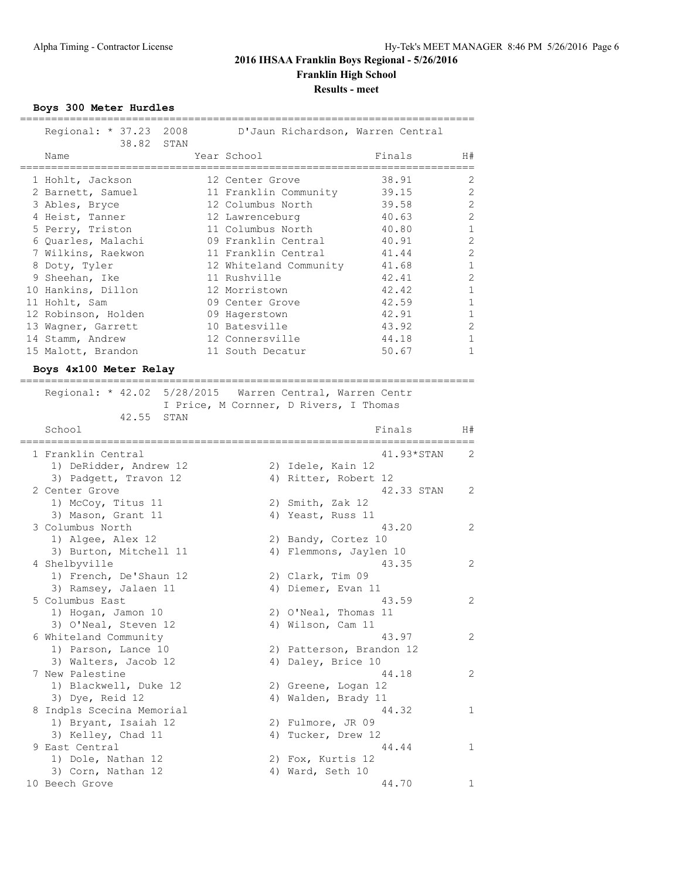**2016 IHSAA Franklin Boys Regional - 5/26/2016**

**Franklin High School**

**Results - meet**

### Boys 300 Meter Hurdles

Regional: * 37.23 2008 D'Jaun Richardson, Warren Central
38.82 STAN

| Place | Name | Year | School | Finals | H# |
|---|---|---|---|---|---|
| 1 | Hohlt, Jackson | 12 | Center Grove | 38.91 | 2 |
| 2 | Barnett, Samuel | 11 | Franklin Community | 39.15 | 2 |
| 3 | Ables, Bryce | 12 | Columbus North | 39.58 | 2 |
| 4 | Heist, Tanner | 12 | Lawrenceburg | 40.63 | 2 |
| 5 | Perry, Triston | 11 | Columbus North | 40.80 | 1 |
| 6 | Quarles, Malachi | 09 | Franklin Central | 40.91 | 2 |
| 7 | Wilkins, Raekwon | 11 | Franklin Central | 41.44 | 2 |
| 8 | Doty, Tyler | 12 | Whiteland Community | 41.68 | 1 |
| 9 | Sheehan, Ike | 11 | Rushville | 42.41 | 2 |
| 10 | Hankins, Dillon | 12 | Morristown | 42.42 | 1 |
| 11 | Hohlt, Sam | 09 | Center Grove | 42.59 | 1 |
| 12 | Robinson, Holden | 09 | Hagerstown | 42.91 | 1 |
| 13 | Wagner, Garrett | 10 | Batesville | 43.92 | 2 |
| 14 | Stamm, Andrew | 12 | Connersville | 44.18 | 1 |
| 15 | Malott, Brandon | 11 | South Decatur | 50.67 | 1 |

### Boys 4x100 Meter Relay

Regional: * 42.02 5/28/2015 Warren Central, Warren Centr
I Price, M Cornner, D Rivers, I Thomas
42.55 STAN

| Place | School | Finals | H# |
|---|---|---|---|
| 1 | Franklin Central | 41.93*STAN | 2 |
| | 1) DeRidder, Andrew 12; 2) Idele, Kain 12; 3) Padgett, Travon 12; 4) Ritter, Robert 12 | | |
| 2 | Center Grove | 42.33 STAN | 2 |
| | 1) McCoy, Titus 11; 2) Smith, Zak 12; 3) Mason, Grant 11; 4) Yeast, Russ 11 | | |
| 3 | Columbus North | 43.20 | 2 |
| | 1) Algee, Alex 12; 2) Bandy, Cortez 10; 3) Burton, Mitchell 11; 4) Flemmons, Jaylen 10 | | |
| 4 | Shelbyville | 43.35 | 2 |
| | 1) French, De'Shaun 12; 2) Clark, Tim 09; 3) Ramsey, Jalaen 11; 4) Diemer, Evan 11 | | |
| 5 | Columbus East | 43.59 | 2 |
| | 1) Hogan, Jamon 10; 2) O'Neal, Thomas 11; 3) O'Neal, Steven 12; 4) Wilson, Cam 11 | | |
| 6 | Whiteland Community | 43.97 | 2 |
| | 1) Parson, Lance 10; 2) Patterson, Brandon 12; 3) Walters, Jacob 12; 4) Daley, Brice 10 | | |
| 7 | New Palestine | 44.18 | 2 |
| | 1) Blackwell, Duke 12; 2) Greene, Logan 12; 3) Dye, Reid 12; 4) Walden, Brady 11 | | |
| 8 | Indpls Scecina Memorial | 44.32 | 1 |
| | 1) Bryant, Isaiah 12; 2) Fulmore, JR 09; 3) Kelley, Chad 11; 4) Tucker, Drew 12 | | |
| 9 | East Central | 44.44 | 1 |
| | 1) Dole, Nathan 12; 2) Fox, Kurtis 12; 3) Corn, Nathan 12; 4) Ward, Seth 10 | | |
| 10 | Beech Grove | 44.70 | 1 |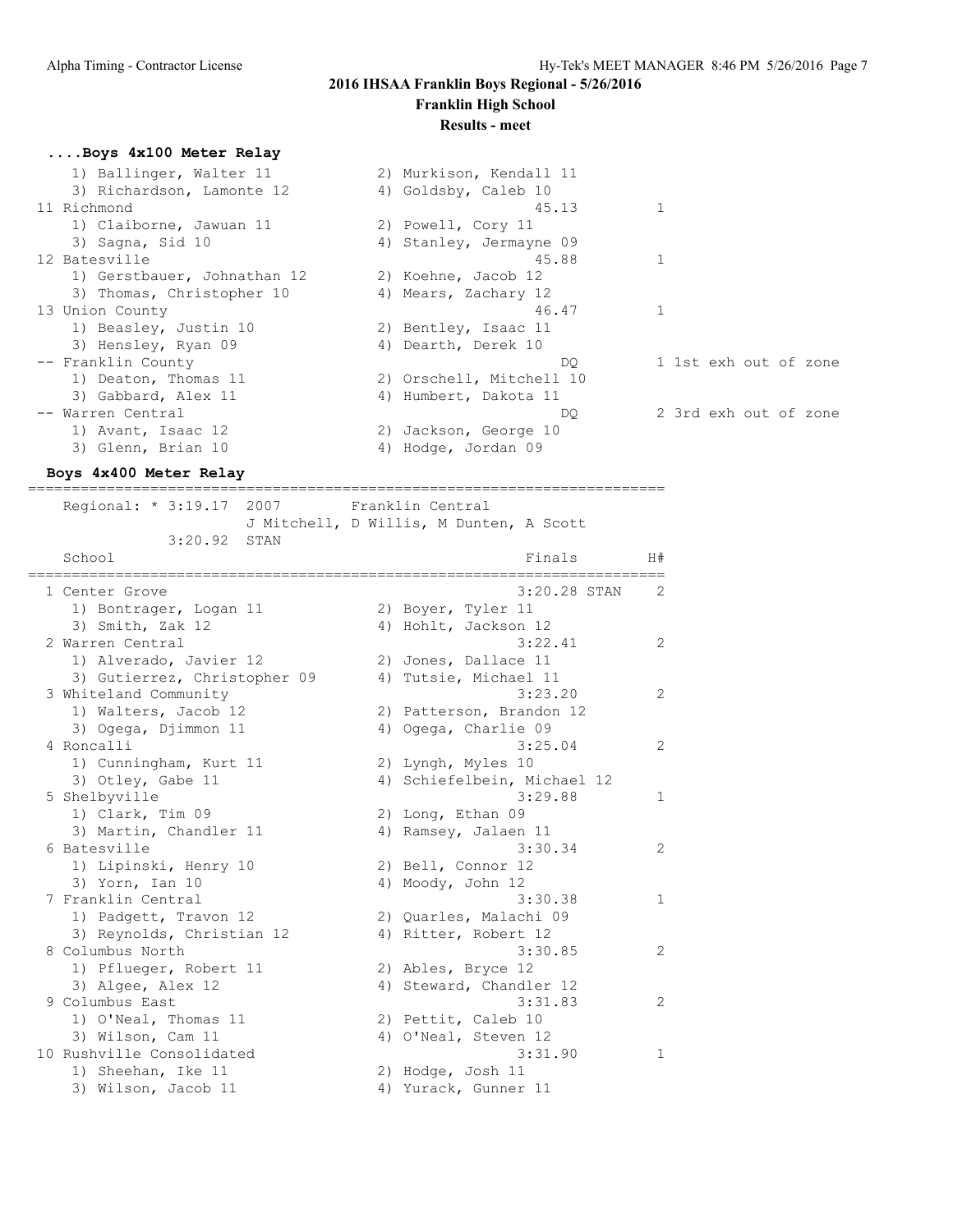## 2016 IHSAA Franklin Boys Regional - 5/26/2016

### Franklin High School

### Results - meet

#### ....Boys 4x100 Meter Relay

```
    1) Ballinger, Walter 11          2) Murkison, Kendall 11
    3) Richardson, Lamonte 12        4) Goldsby, Caleb 10
 11 Richmond                                      45.13          1
    1) Claiborne, Jawuan 11          2) Powell, Cory 11
    3) Sagna, Sid 10                 4) Stanley, Jermayne 09
 12 Batesville                                    45.88          1
    1) Gerstbauer, Johnathan 12      2) Koehne, Jacob 12
    3) Thomas, Christopher 10        4) Mears, Zachary 12
 13 Union County                                  46.47          1
    1) Beasley, Justin 10            2) Bentley, Isaac 11
    3) Hensley, Ryan 09              4) Dearth, Derek 10
 -- Franklin County                                  DQ          1 1st exh out of zone
    1) Deaton, Thomas 11             2) Orschell, Mitchell 10
    3) Gabbard, Alex 11              4) Humbert, Dakota 11
 -- Warren Central                                   DQ          2 3rd exh out of zone
    1) Avant, Isaac 12               2) Jackson, George 10
    3) Glenn, Brian 10               4) Hodge, Jordan 09
```

#### Boys 4x400 Meter Relay

```
=========================================================================
   Regional: * 3:19.17  2007        Franklin Central
                  J Mitchell, D Willis, M Dunten, A Scott
            3:20.92  STAN
    School                                          Finals        H#
=========================================================================
  1 Center Grove                                  3:20.28 STAN    2
    1) Bontrager, Logan 11           2) Boyer, Tyler 11
    3) Smith, Zak 12                 4) Hohlt, Jackson 12
  2 Warren Central                                3:22.41         2
    1) Alverado, Javier 12           2) Jones, Dallace 11
    3) Gutierrez, Christopher 09     4) Tutsie, Michael 11
  3 Whiteland Community                           3:23.20         2
    1) Walters, Jacob 12             2) Patterson, Brandon 12
    3) Ogega, Djimmon 11             4) Ogega, Charlie 09
  4 Roncalli                                      3:25.04         2
    1) Cunningham, Kurt 11           2) Lyngh, Myles 10
    3) Otley, Gabe 11                4) Schiefelbein, Michael 12
  5 Shelbyville                                   3:29.88         1
    1) Clark, Tim 09                 2) Long, Ethan 09
    3) Martin, Chandler 11           4) Ramsey, Jalaen 11
  6 Batesville                                    3:30.34         2
    1) Lipinski, Henry 10            2) Bell, Connor 12
    3) Yorn, Ian 10                  4) Moody, John 12
  7 Franklin Central                              3:30.38         1
    1) Padgett, Travon 12            2) Quarles, Malachi 09
    3) Reynolds, Christian 12        4) Ritter, Robert 12
  8 Columbus North                                3:30.85         2
    1) Pflueger, Robert 11           2) Ables, Bryce 12
    3) Algee, Alex 12                4) Steward, Chandler 12
  9 Columbus East                                 3:31.83         2
    1) O'Neal, Thomas 11             2) Pettit, Caleb 10
    3) Wilson, Cam 11                4) O'Neal, Steven 12
 10 Rushville Consolidated                        3:31.90         1
    1) Sheehan, Ike 11               2) Hodge, Josh 11
    3) Wilson, Jacob 11              4) Yurack, Gunner 11
```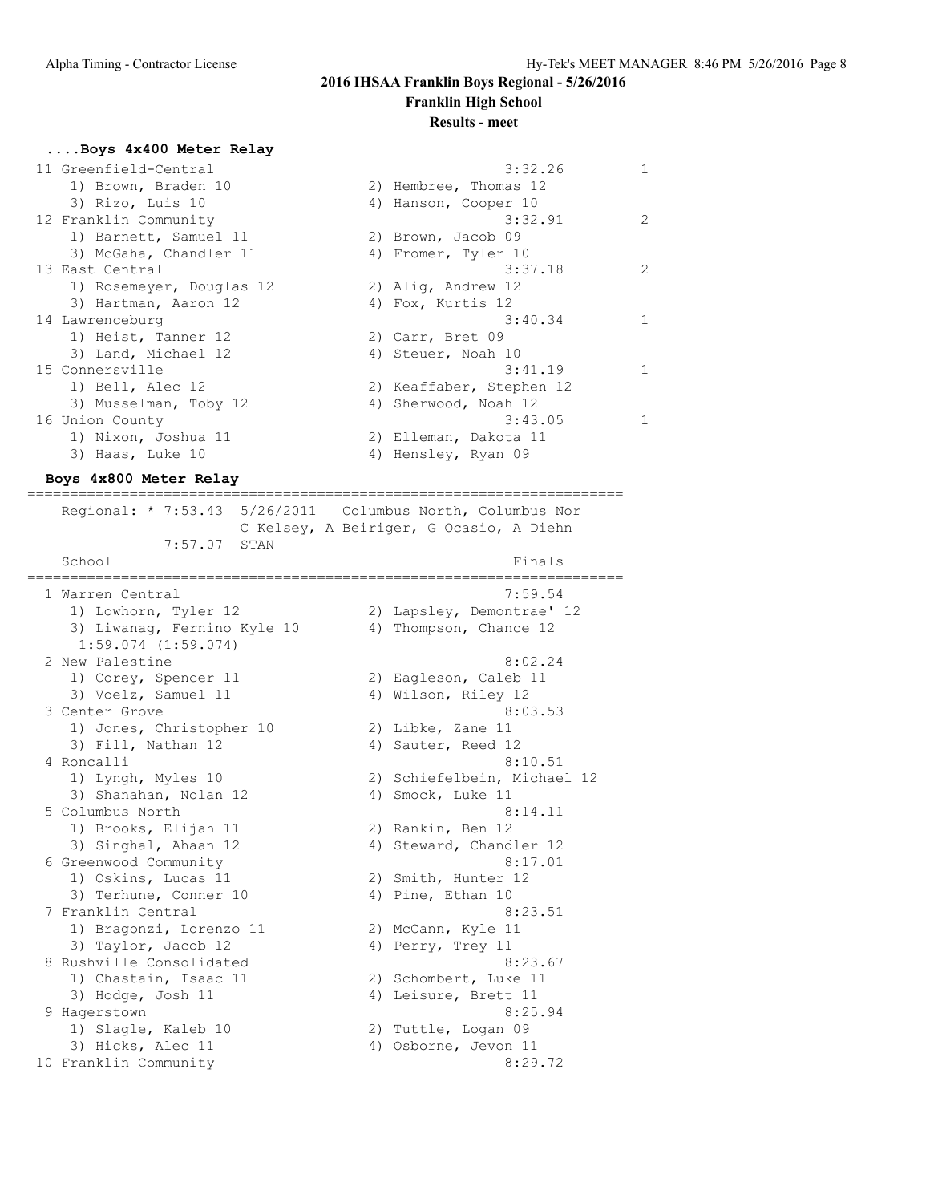# 2016 IHSAA Franklin Boys Regional - 5/26/2016

## Franklin High School

### Results - meet

**....Boys 4x400 Meter Relay**

```
 11 Greenfield-Central                                3:32.26         1
    1) Brown, Braden 10               2) Hembree, Thomas 12
    3) Rizo, Luis 10                  4) Hanson, Cooper 10
 12 Franklin Community                                3:32.91         2
    1) Barnett, Samuel 11             2) Brown, Jacob 09
    3) McGaha, Chandler 11            4) Fromer, Tyler 10
 13 East Central                                      3:37.18         2
    1) Rosemeyer, Douglas 12          2) Alig, Andrew 12
    3) Hartman, Aaron 12              4) Fox, Kurtis 12
 14 Lawrenceburg                                      3:40.34         1
    1) Heist, Tanner 12               2) Carr, Bret 09
    3) Land, Michael 12               4) Steuer, Noah 10
 15 Connersville                                      3:41.19         1
    1) Bell, Alec 12                  2) Keaffaber, Stephen 12
    3) Musselman, Toby 12             4) Sherwood, Noah 12
 16 Union County                                      3:43.05         1
    1) Nixon, Joshua 11               2) Elleman, Dakota 11
    3) Haas, Luke 10                  4) Hensley, Ryan 09
```

**Boys 4x800 Meter Relay**

```
=====================================================================
    Regional: * 7:53.43  5/26/2011   Columbus North, Columbus Nor
                        C Kelsey, A Beiriger, G Ocasio, A Diehn
              7:57.07  STAN
    School                                            Finals
=====================================================================
  1 Warren Central                                    7:59.54
     1) Lowhorn, Tyler 12              2) Lapsley, Demontrae' 12
     3) Liwanag, Fernino Kyle 10       4) Thompson, Chance 12
      1:59.074 (1:59.074)
  2 New Palestine                                     8:02.24
     1) Corey, Spencer 11              2) Eagleson, Caleb 11
     3) Voelz, Samuel 11               4) Wilson, Riley 12
  3 Center Grove                                      8:03.53
     1) Jones, Christopher 10          2) Libke, Zane 11
     3) Fill, Nathan 12                4) Sauter, Reed 12
  4 Roncalli                                          8:10.51
     1) Lyngh, Myles 10                2) Schiefelbein, Michael 12
     3) Shanahan, Nolan 12             4) Smock, Luke 11
  5 Columbus North                                    8:14.11
     1) Brooks, Elijah 11              2) Rankin, Ben 12
     3) Singhal, Ahaan 12              4) Steward, Chandler 12
  6 Greenwood Community                               8:17.01
     1) Oskins, Lucas 11               2) Smith, Hunter 12
     3) Terhune, Conner 10             4) Pine, Ethan 10
  7 Franklin Central                                  8:23.51
     1) Bragonzi, Lorenzo 11           2) McCann, Kyle 11
     3) Taylor, Jacob 12               4) Perry, Trey 11
  8 Rushville Consolidated                            8:23.67
     1) Chastain, Isaac 11             2) Schombert, Luke 11
     3) Hodge, Josh 11                 4) Leisure, Brett 11
  9 Hagerstown                                        8:25.94
     1) Slagle, Kaleb 10               2) Tuttle, Logan 09
     3) Hicks, Alec 11                 4) Osborne, Jevon 11
 10 Franklin Community                                8:29.72
```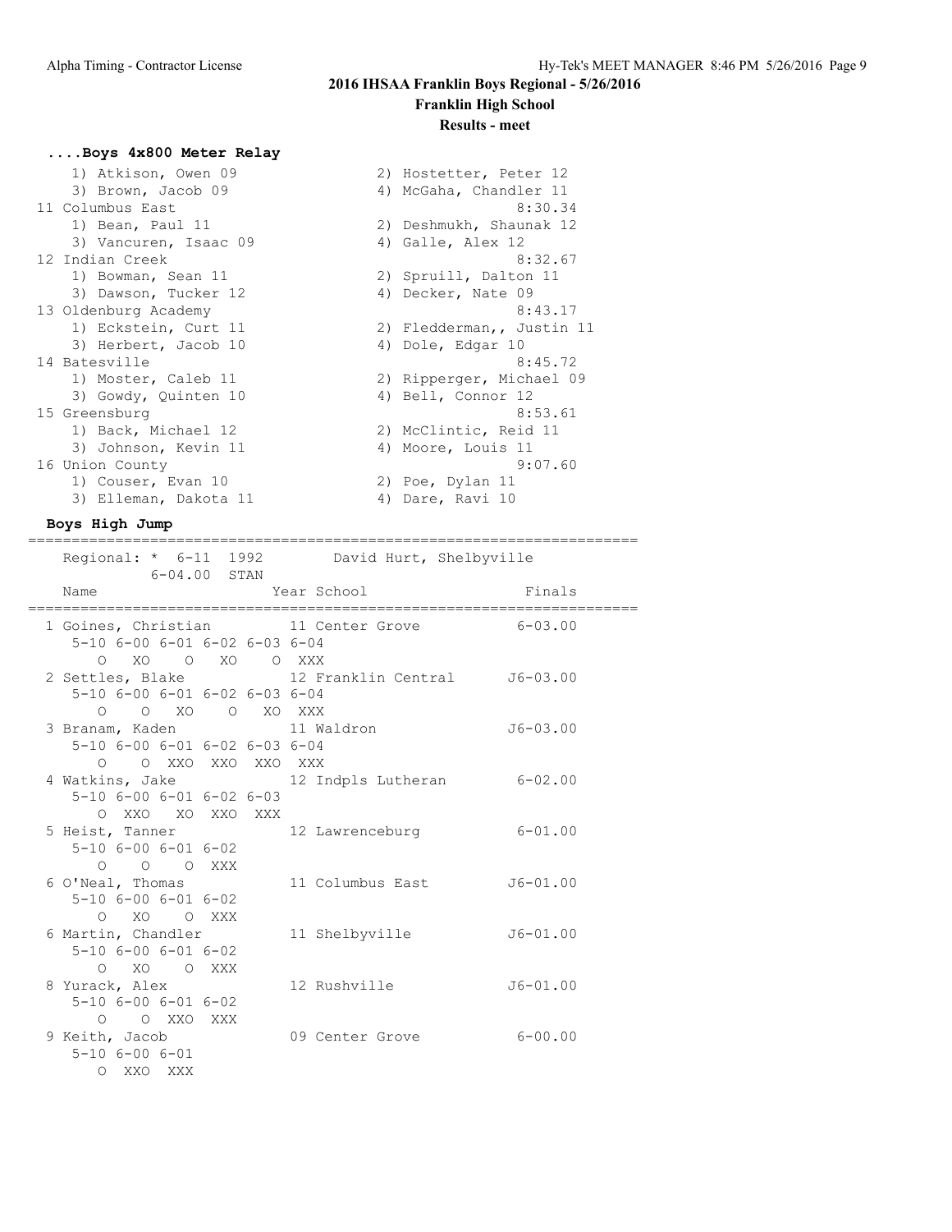# 2016 IHSAA Franklin Boys Regional - 5/26/2016

## Franklin High School

### Results - meet

**....Boys 4x800 Meter Relay**

```
    1) Atkison, Owen 09                2) Hostetter, Peter 12
    3) Brown, Jacob 09                 4) McGaha, Chandler 11
 11 Columbus East                                8:30.34
    1) Bean, Paul 11                   2) Deshmukh, Shaunak 12
    3) Vancuren, Isaac 09              4) Galle, Alex 12
 12 Indian Creek                                 8:32.67
    1) Bowman, Sean 11                 2) Spruill, Dalton 11
    3) Dawson, Tucker 12               4) Decker, Nate 09
 13 Oldenburg Academy                            8:43.17
    1) Eckstein, Curt 11               2) Fledderman,, Justin 11
    3) Herbert, Jacob 10               4) Dole, Edgar 10
 14 Batesville                                   8:45.72
    1) Moster, Caleb 11                2) Ripperger, Michael 09
    3) Gowdy, Quinten 10               4) Bell, Connor 12
 15 Greensburg                                   8:53.61
    1) Back, Michael 12                2) McClintic, Reid 11
    3) Johnson, Kevin 11               4) Moore, Louis 11
 16 Union County                                 9:07.60
    1) Couser, Evan 10                 2) Poe, Dylan 11
    3) Elleman, Dakota 11              4) Dare, Ravi 10
```

**Boys High Jump**

```
=======================================================================
    Regional: * 6-11  1992        David Hurt, Shelbyville
              6-04.00  STAN
    Name                    Year School                  Finals
=======================================================================
  1 Goines, Christian        11 Center Grove            6-03.00
      5-10 6-00 6-01 6-02 6-03 6-04
         O   XO    O   XO    O  XXX
  2 Settles, Blake           12 Franklin Central       J6-03.00
      5-10 6-00 6-01 6-02 6-03 6-04
         O    O   XO    O   XO  XXX
  3 Branam, Kaden            11 Waldron                J6-03.00
      5-10 6-00 6-01 6-02 6-03 6-04
         O    O  XXO  XXO  XXO  XXX
  4 Watkins, Jake            12 Indpls Lutheran         6-02.00
      5-10 6-00 6-01 6-02 6-03
         O  XXO   XO  XXO  XXX
  5 Heist, Tanner            12 Lawrenceburg            6-01.00
      5-10 6-00 6-01 6-02
         O    O    O  XXX
  6 O'Neal, Thomas           11 Columbus East          J6-01.00
      5-10 6-00 6-01 6-02
         O   XO    O  XXX
  6 Martin, Chandler         11 Shelbyville            J6-01.00
      5-10 6-00 6-01 6-02
         O   XO    O  XXX
  8 Yurack, Alex             12 Rushville              J6-01.00
      5-10 6-00 6-01 6-02
         O    O  XXO  XXX
  9 Keith, Jacob             09 Center Grove            6-00.00
      5-10 6-00 6-01
         O  XXO  XXX
```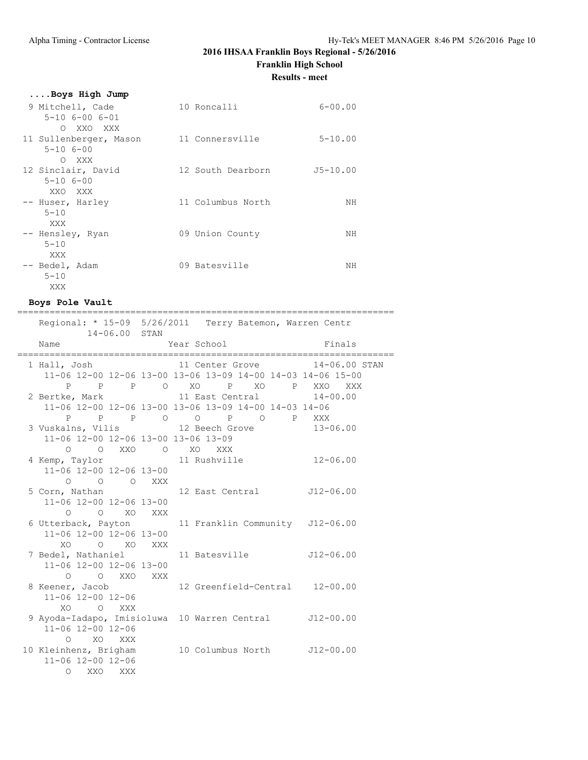# 2016 IHSAA Franklin Boys Regional - 5/26/2016

## Franklin High School

### Results - meet

**....Boys High Jump**

```
 9 Mitchell, Cade              10 Roncalli                6-00.00
    5-10 6-00 6-01
       O  XXO  XXX
11 Sullenberger, Mason         11 Connersville            5-10.00
    5-10 6-00
       O  XXX
12 Sinclair, David             12 South Dearborn         J5-10.00
    5-10 6-00
     XXO  XXX
-- Huser, Harley               11 Columbus North               NH
    5-10
     XXX
-- Hensley, Ryan               09 Union County                 NH
    5-10
     XXX
-- Bedel, Adam                 09 Batesville                   NH
    5-10
     XXX
```

**Boys Pole Vault**

```
=======================================================================
    Regional: * 15-09  5/26/2011   Terry Batemon, Warren Centr
           14-06.00  STAN
    Name                    Year School                  Finals
=======================================================================
  1 Hall, Josh                 11 Center Grove          14-06.00 STAN
     11-06 12-00 12-06 13-00 13-06 13-09 14-00 14-03 14-06 15-00
         P     P     P     O    XO     P    XO     P   XXO   XXX
  2 Bertke, Mark               11 East Central          14-00.00
     11-06 12-00 12-06 13-00 13-06 13-09 14-00 14-03 14-06
         P     P     P     O     O     P     O     P   XXX
  3 Vuskalns, Vilis            12 Beech Grove           13-06.00
     11-06 12-00 12-06 13-00 13-06 13-09
         O     O   XXO     O    XO   XXX
  4 Kemp, Taylor               11 Rushville             12-06.00
     11-06 12-00 12-06 13-00
         O     O     O   XXX
  5 Corn, Nathan               12 East Central         J12-06.00
     11-06 12-00 12-06 13-00
         O     O    XO   XXX
  6 Utterback, Payton          11 Franklin Community   J12-06.00
     11-06 12-00 12-06 13-00
        XO     O    XO   XXX
  7 Bedel, Nathaniel           11 Batesville           J12-06.00
     11-06 12-00 12-06 13-00
         O     O   XXO   XXX
  8 Keener, Jacob              12 Greenfield-Central    12-00.00
     11-06 12-00 12-06
        XO     O   XXX
  9 Ayoda-Iadapo, Imisioluwa  10 Warren Central        J12-00.00
     11-06 12-00 12-06
         O    XO   XXX
 10 Kleinhenz, Brigham         10 Columbus North       J12-00.00
     11-06 12-00 12-06
         O   XXO   XXX
```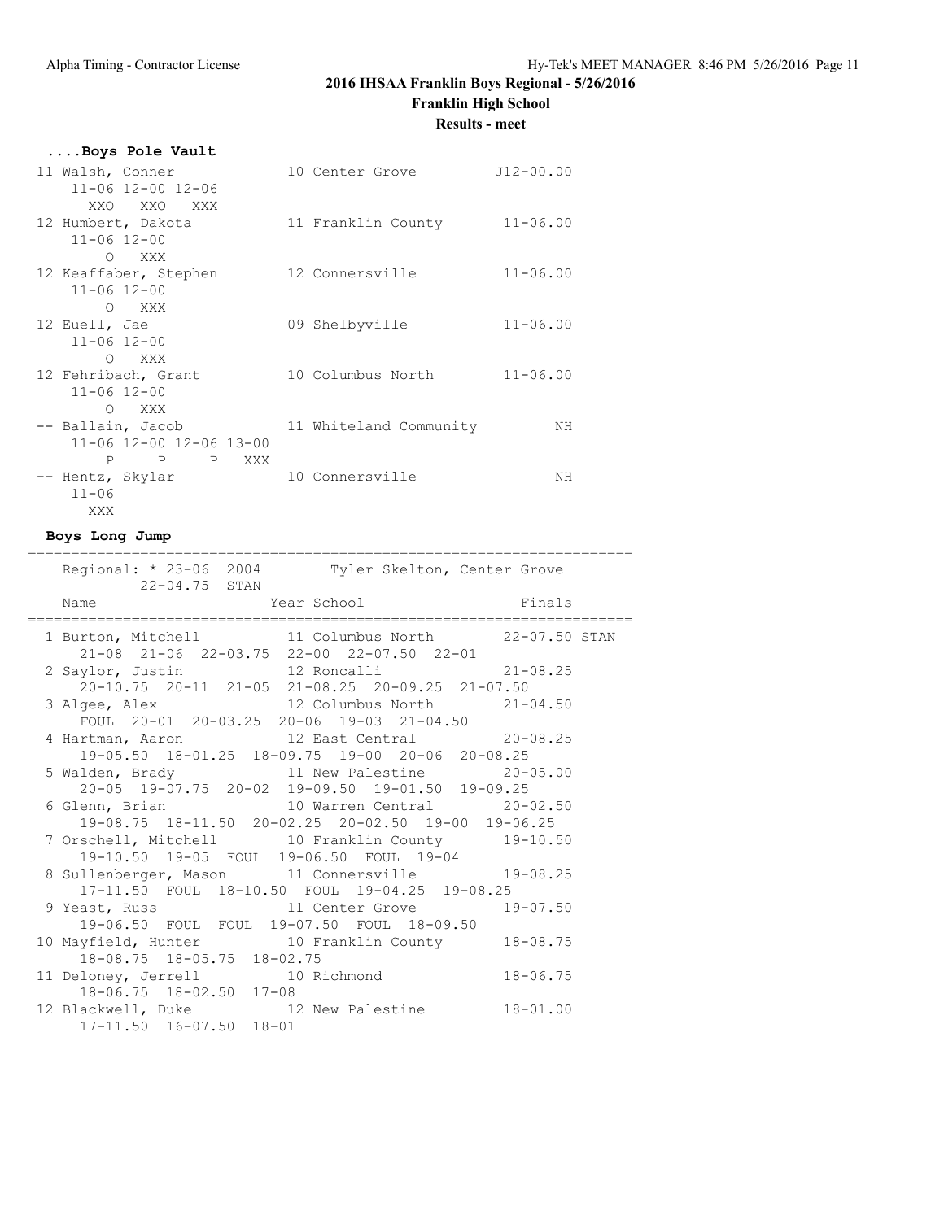# 2016 IHSAA Franklin Boys Regional - 5/26/2016

## Franklin High School

### Results - meet

**....Boys Pole Vault**

```
 11 Walsh, Conner              10 Center Grove         J12-00.00
     11-06 12-00 12-06
       XXO   XXO   XXX
 12 Humbert, Dakota            11 Franklin County       11-06.00
     11-06 12-00
       O   XXX
 12 Keaffaber, Stephen         12 Connersville          11-06.00
     11-06 12-00
       O   XXX
 12 Euell, Jae                 09 Shelbyville           11-06.00
     11-06 12-00
       O   XXX
 12 Fehribach, Grant           10 Columbus North        11-06.00
     11-06 12-00
       O   XXX
 -- Ballain, Jacob             11 Whiteland Community         NH
     11-06 12-00 12-06 13-00
       P     P     P   XXX
 -- Hentz, Skylar              10 Connersville                NH
     11-06
      XXX
```

**Boys Long Jump**

```
=======================================================================
    Regional: * 23-06  2004        Tyler Skelton, Center Grove
           22-04.75  STAN
    Name                    Year School                  Finals
=======================================================================
  1 Burton, Mitchell         11 Columbus North        22-07.50 STAN
      21-08  21-06  22-03.75  22-00  22-07.50  22-01
  2 Saylor, Justin           12 Roncalli              21-08.25
      20-10.75  20-11  21-05  21-08.25  20-09.25  21-07.50
  3 Algee, Alex              12 Columbus North        21-04.50
      FOUL  20-01  20-03.25  20-06  19-03  21-04.50
  4 Hartman, Aaron           12 East Central          20-08.25
      19-05.50  18-01.25  18-09.75  19-00  20-06  20-08.25
  5 Walden, Brady            11 New Palestine         20-05.00
      20-05  19-07.75  20-02  19-09.50  19-01.50  19-09.25
  6 Glenn, Brian             10 Warren Central        20-02.50
      19-08.75  18-11.50  20-02.25  20-02.50  19-00  19-06.25
  7 Orschell, Mitchell       10 Franklin County       19-10.50
      19-10.50  19-05  FOUL  19-06.50  FOUL  19-04
  8 Sullenberger, Mason      11 Connersville          19-08.25
      17-11.50  FOUL  18-10.50  FOUL  19-04.25  19-08.25
  9 Yeast, Russ              11 Center Grove          19-07.50
      19-06.50  FOUL  FOUL  19-07.50  FOUL  18-09.50
 10 Mayfield, Hunter         10 Franklin County       18-08.75
      18-08.75  18-05.75  18-02.75
 11 Deloney, Jerrell         10 Richmond              18-06.75
      18-06.75  18-02.50  17-08
 12 Blackwell, Duke          12 New Palestine         18-01.00
      17-11.50  16-07.50  18-01
```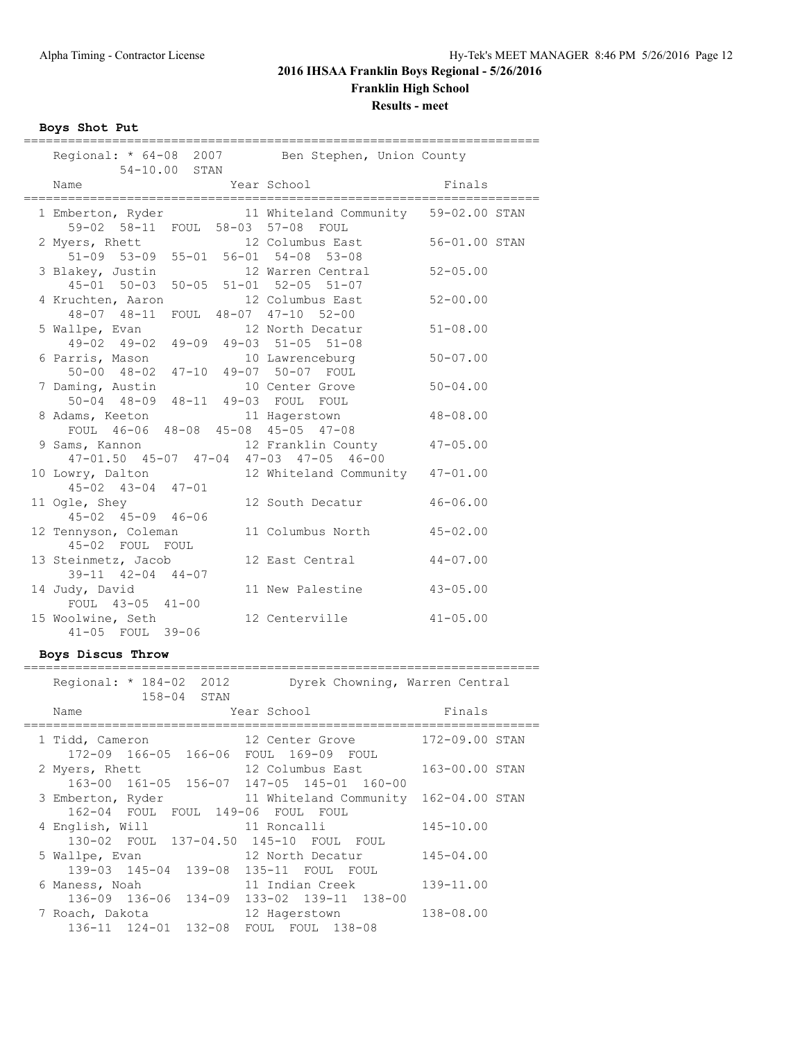# 2016 IHSAA Franklin Boys Regional - 5/26/2016

**Franklin High School**

**Results - meet**

### Boys Shot Put

Regional: * 64-08 2007 Ben Stephen, Union County
54-10.00 STAN

| Place | Name | Year | School | Finals | |
|---|---|---|---|---|---|
| 1 | Emberton, Ryder | 11 | Whiteland Community | 59-02.00 | STAN |
| | 59-02 58-11 FOUL 58-03 57-08 FOUL | | | | |
| 2 | Myers, Rhett | 12 | Columbus East | 56-01.00 | STAN |
| | 51-09 53-09 55-01 56-01 54-08 53-08 | | | | |
| 3 | Blakey, Justin | 12 | Warren Central | 52-05.00 | |
| | 45-01 50-03 50-05 51-01 52-05 51-07 | | | | |
| 4 | Kruchten, Aaron | 12 | Columbus East | 52-00.00 | |
| | 48-07 48-11 FOUL 48-07 47-10 52-00 | | | | |
| 5 | Wallpe, Evan | 12 | North Decatur | 51-08.00 | |
| | 49-02 49-02 49-09 49-03 51-05 51-08 | | | | |
| 6 | Parris, Mason | 10 | Lawrenceburg | 50-07.00 | |
| | 50-00 48-02 47-10 49-07 50-07 FOUL | | | | |
| 7 | Daming, Austin | 10 | Center Grove | 50-04.00 | |
| | 50-04 48-09 48-11 49-03 FOUL FOUL | | | | |
| 8 | Adams, Keeton | 11 | Hagerstown | 48-08.00 | |
| | FOUL 46-06 48-08 45-08 45-05 47-08 | | | | |
| 9 | Sams, Kannon | 12 | Franklin County | 47-05.00 | |
| | 47-01.50 45-07 47-04 47-03 47-05 46-00 | | | | |
| 10 | Lowry, Dalton | 12 | Whiteland Community | 47-01.00 | |
| | 45-02 43-04 47-01 | | | | |
| 11 | Ogle, Shey | 12 | South Decatur | 46-06.00 | |
| | 45-02 45-09 46-06 | | | | |
| 12 | Tennyson, Coleman | 11 | Columbus North | 45-02.00 | |
| | 45-02 FOUL FOUL | | | | |
| 13 | Steinmetz, Jacob | 12 | East Central | 44-07.00 | |
| | 39-11 42-04 44-07 | | | | |
| 14 | Judy, David | 11 | New Palestine | 43-05.00 | |
| | FOUL 43-05 41-00 | | | | |
| 15 | Woolwine, Seth | 12 | Centerville | 41-05.00 | |
| | 41-05 FOUL 39-06 | | | | |

### Boys Discus Throw

Regional: * 184-02 2012 Dyrek Chowning, Warren Central
158-04 STAN

| Place | Name | Year | School | Finals | |
|---|---|---|---|---|---|
| 1 | Tidd, Cameron | 12 | Center Grove | 172-09.00 | STAN |
| | 172-09 166-05 166-06 FOUL 169-09 FOUL | | | | |
| 2 | Myers, Rhett | 12 | Columbus East | 163-00.00 | STAN |
| | 163-00 161-05 156-07 147-05 145-01 160-00 | | | | |
| 3 | Emberton, Ryder | 11 | Whiteland Community | 162-04.00 | STAN |
| | 162-04 FOUL FOUL 149-06 FOUL FOUL | | | | |
| 4 | English, Will | 11 | Roncalli | 145-10.00 | |
| | 130-02 FOUL 137-04.50 145-10 FOUL FOUL | | | | |
| 5 | Wallpe, Evan | 12 | North Decatur | 145-04.00 | |
| | 139-03 145-04 139-08 135-11 FOUL FOUL | | | | |
| 6 | Maness, Noah | 11 | Indian Creek | 139-11.00 | |
| | 136-09 136-06 134-09 133-02 139-11 138-00 | | | | |
| 7 | Roach, Dakota | 12 | Hagerstown | 138-08.00 | |
| | 136-11 124-01 132-08 FOUL FOUL 138-08 | | | | |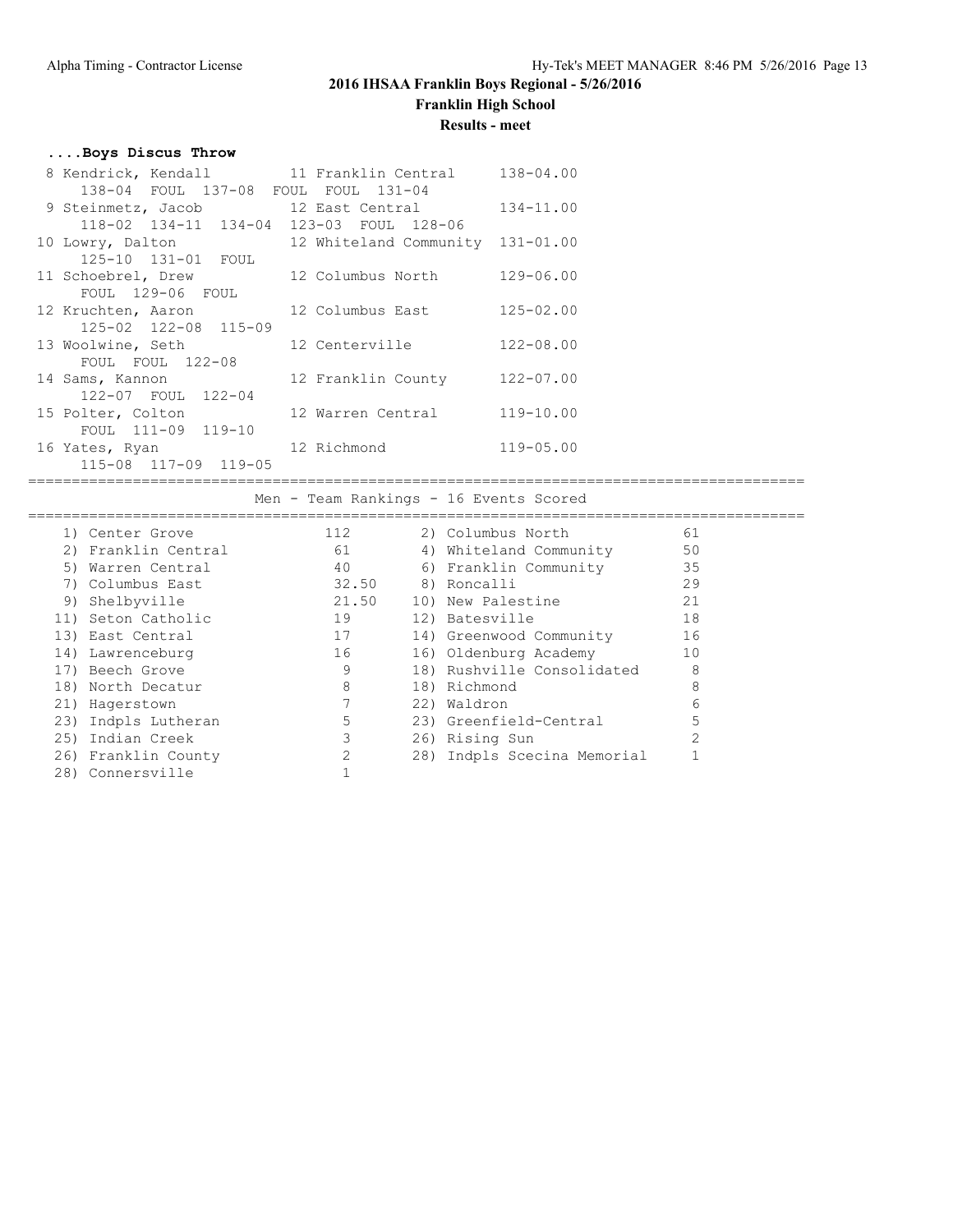**....Boys Discus Throw**

| | | | |
|---|---|---|---|
| 8 | Kendrick, Kendall | 11 Franklin Central | 138-04.00 |
| | 138-04 FOUL 137-08 FOUL FOUL 131-04 | | |
| 9 | Steinmetz, Jacob | 12 East Central | 134-11.00 |
| | 118-02 134-11 134-04 123-03 FOUL 128-06 | | |
| 10 | Lowry, Dalton | 12 Whiteland Community | 131-01.00 |
| | 125-10 131-01 FOUL | | |
| 11 | Schoebrel, Drew | 12 Columbus North | 129-06.00 |
| | FOUL 129-06 FOUL | | |
| 12 | Kruchten, Aaron | 12 Columbus East | 125-02.00 |
| | 125-02 122-08 115-09 | | |
| 13 | Woolwine, Seth | 12 Centerville | 122-08.00 |
| | FOUL FOUL 122-08 | | |
| 14 | Sams, Kannon | 12 Franklin County | 122-07.00 |
| | 122-07 FOUL 122-04 | | |
| 15 | Polter, Colton | 12 Warren Central | 119-10.00 |
| | FOUL 111-09 119-10 | | |
| 16 | Yates, Ryan | 12 Richmond | 119-05.00 |
| | 115-08 117-09 119-05 | | |

**Men - Team Rankings - 16 Events Scored**

| | | | |
|---|---|---|---|
| 1) Center Grove | 112 | 2) Columbus North | 61 |
| 2) Franklin Central | 61 | 4) Whiteland Community | 50 |
| 5) Warren Central | 40 | 6) Franklin Community | 35 |
| 7) Columbus East | 32.50 | 8) Roncalli | 29 |
| 9) Shelbyville | 21.50 | 10) New Palestine | 21 |
| 11) Seton Catholic | 19 | 12) Batesville | 18 |
| 13) East Central | 17 | 14) Greenwood Community | 16 |
| 14) Lawrenceburg | 16 | 16) Oldenburg Academy | 10 |
| 17) Beech Grove | 9 | 18) Rushville Consolidated | 8 |
| 18) North Decatur | 8 | 18) Richmond | 8 |
| 21) Hagerstown | 7 | 22) Waldron | 6 |
| 23) Indpls Lutheran | 5 | 23) Greenfield-Central | 5 |
| 25) Indian Creek | 3 | 26) Rising Sun | 2 |
| 26) Franklin County | 2 | 28) Indpls Scecina Memorial | 1 |
| 28) Connersville | 1 | | |